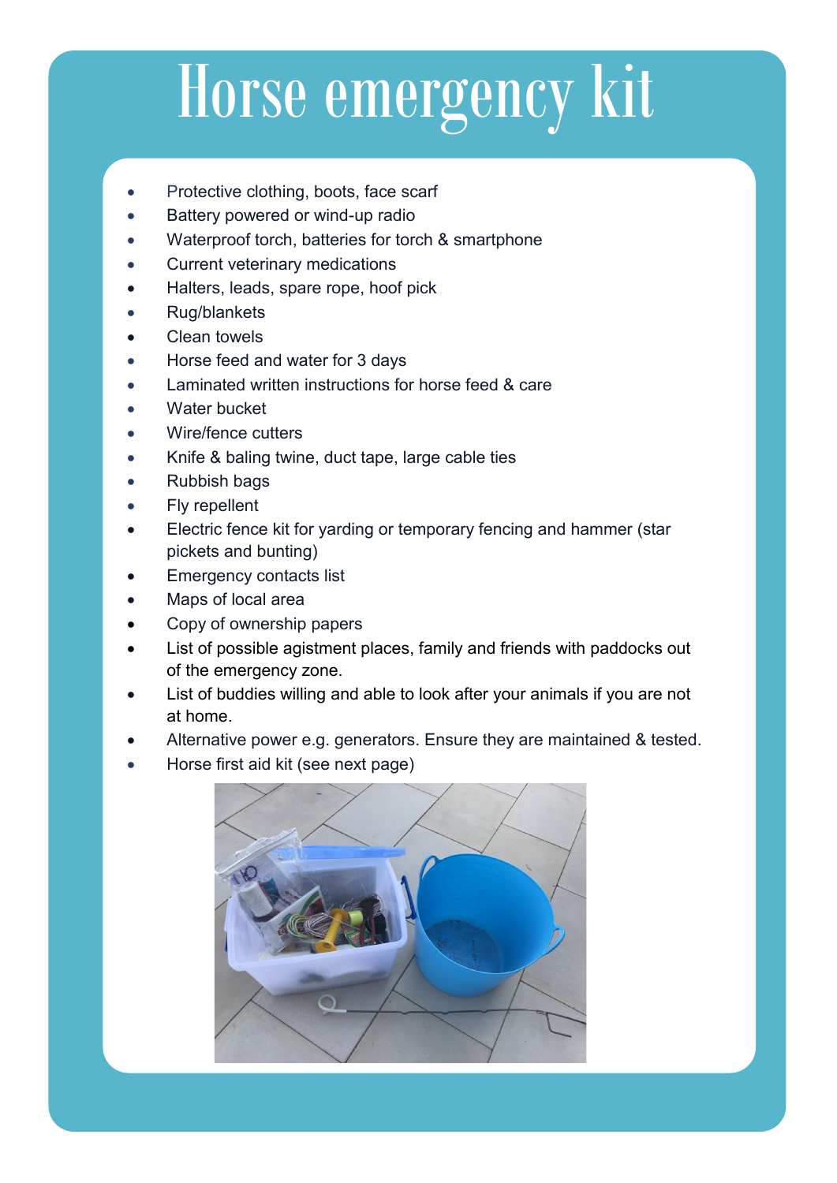# Horse emergency kit

- Protective clothing, boots, face scarf
- Battery powered or wind-up radio
- Waterproof torch, batteries for torch & smartphone
- Current veterinary medications
- Halters, leads, spare rope, hoof pick
- Rug/blankets
- Clean towels
- Horse feed and water for 3 days
- Laminated written instructions for horse feed & care
- Water bucket
- Wire/fence cutters
- Knife & baling twine, duct tape, large cable ties
- Rubbish bags
- Fly repellent
- Electric fence kit for yarding or temporary fencing and hammer (star pickets and bunting)
- Emergency contacts list
- Maps of local area
- Copy of ownership papers
- List of possible agistment places, family and friends with paddocks out of the emergency zone.
- List of buddies willing and able to look after your animals if you are not at home.
- Alternative power e.g. generators. Ensure they are maintained & tested.
- Horse first aid kit (see next page)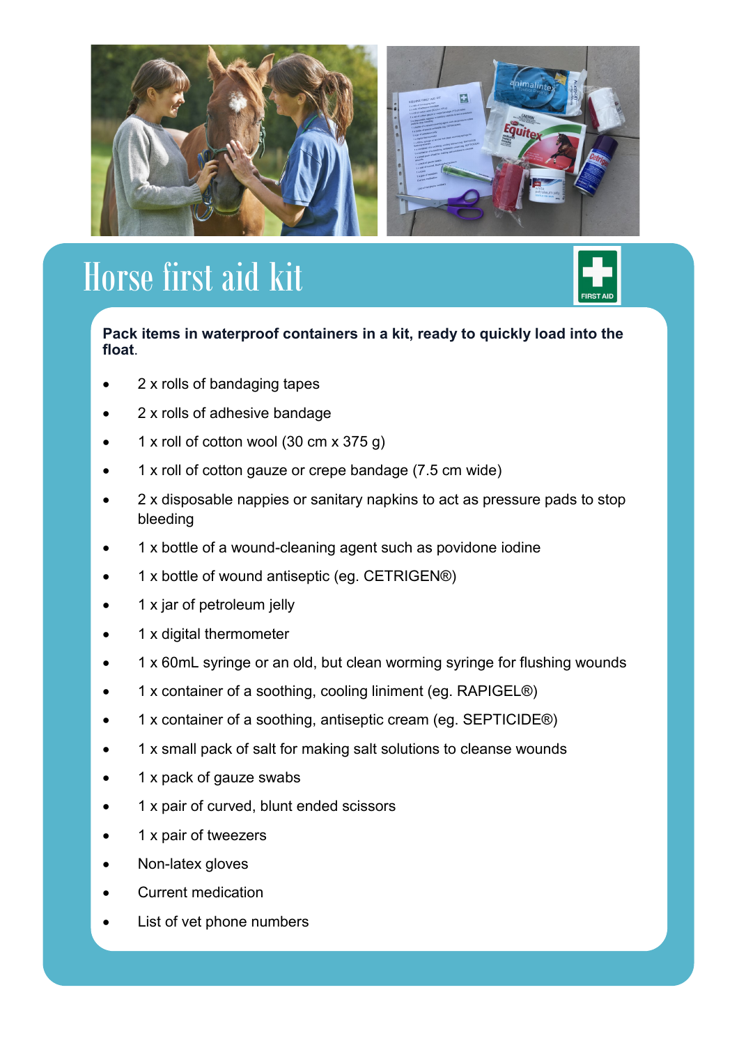# Horse first aid kit

**Pack items in waterproof containers in a kit, ready to quickly load into the float**.

- 2 x rolls of bandaging tapes
- 2 x rolls of adhesive bandage
- 1 x roll of cotton wool (30 cm x 375 g)
- 1 x roll of cotton gauze or crepe bandage (7.5 cm wide)
- 2 x disposable nappies or sanitary napkins to act as pressure pads to stop bleeding
- 1 x bottle of a wound-cleaning agent such as povidone iodine
- 1 x bottle of wound antiseptic (eg. CETRIGEN®)
- 1 x jar of petroleum jelly
- 1 x digital thermometer
- 1 x 60mL syringe or an old, but clean worming syringe for flushing wounds
- 1 x container of a soothing, cooling liniment (eg. RAPIGEL®)
- 1 x container of a soothing, antiseptic cream (eg. SEPTICIDE®)
- 1 x small pack of salt for making salt solutions to cleanse wounds
- 1 x pack of gauze swabs
- 1 x pair of curved, blunt ended scissors
- 1 x pair of tweezers
- Non-latex gloves
- Current medication
- List of vet phone numbers